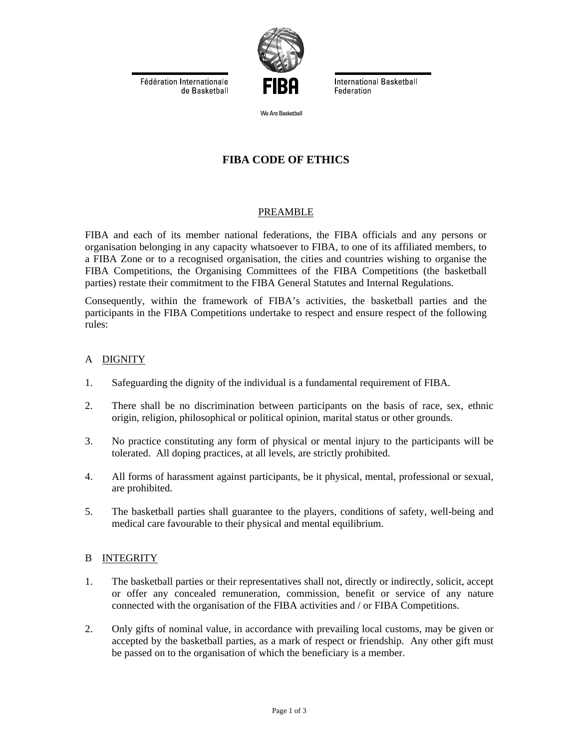Fédération Internationale de Basketball

FIBA

International Basketball Federation

We Are Basketball

# FIBA CODE OF ETHICS

## PREAMBLE

FIBA and each of its member national federations, the FIBA officials and any persons or organisation belonging in any capacity whatsoever to FIBA, to one of its affiliated members, to a FIBA Zone or to a recognised organisation, the cities and countries wishing to organise the FIBA Competitions, the Organising Committees of the FIBA Competitions (the basketball parties) restate their commitment to the FIBA General Statutes and Internal Regulations.

Consequently, within the framework of FIBA's activities, the basketball parties and the participants in the FIBA Competitions undertake to respect and ensure respect of the following rules:

## A DIGNITY

1. Safeguarding the dignity of the individual is a fundamental requirement of FIBA.

2. There shall be no discrimination between participants on the basis of race, sex, ethnic origin, religion, philosophical or political opinion, marital status or other grounds.

3. No practice constituting any form of physical or mental injury to the participants will be tolerated. All doping practices, at all levels, are strictly prohibited.

4. All forms of harassment against participants, be it physical, mental, professional or sexual, are prohibited.

5. The basketball parties shall guarantee to the players, conditions of safety, well-being and medical care favourable to their physical and mental equilibrium.

## B INTEGRITY

1. The basketball parties or their representatives shall not, directly or indirectly, solicit, accept or offer any concealed remuneration, commission, benefit or service of any nature connected with the organisation of the FIBA activities and / or FIBA Competitions.

2. Only gifts of nominal value, in accordance with prevailing local customs, may be given or accepted by the basketball parties, as a mark of respect or friendship. Any other gift must be passed on to the organisation of which the beneficiary is a member.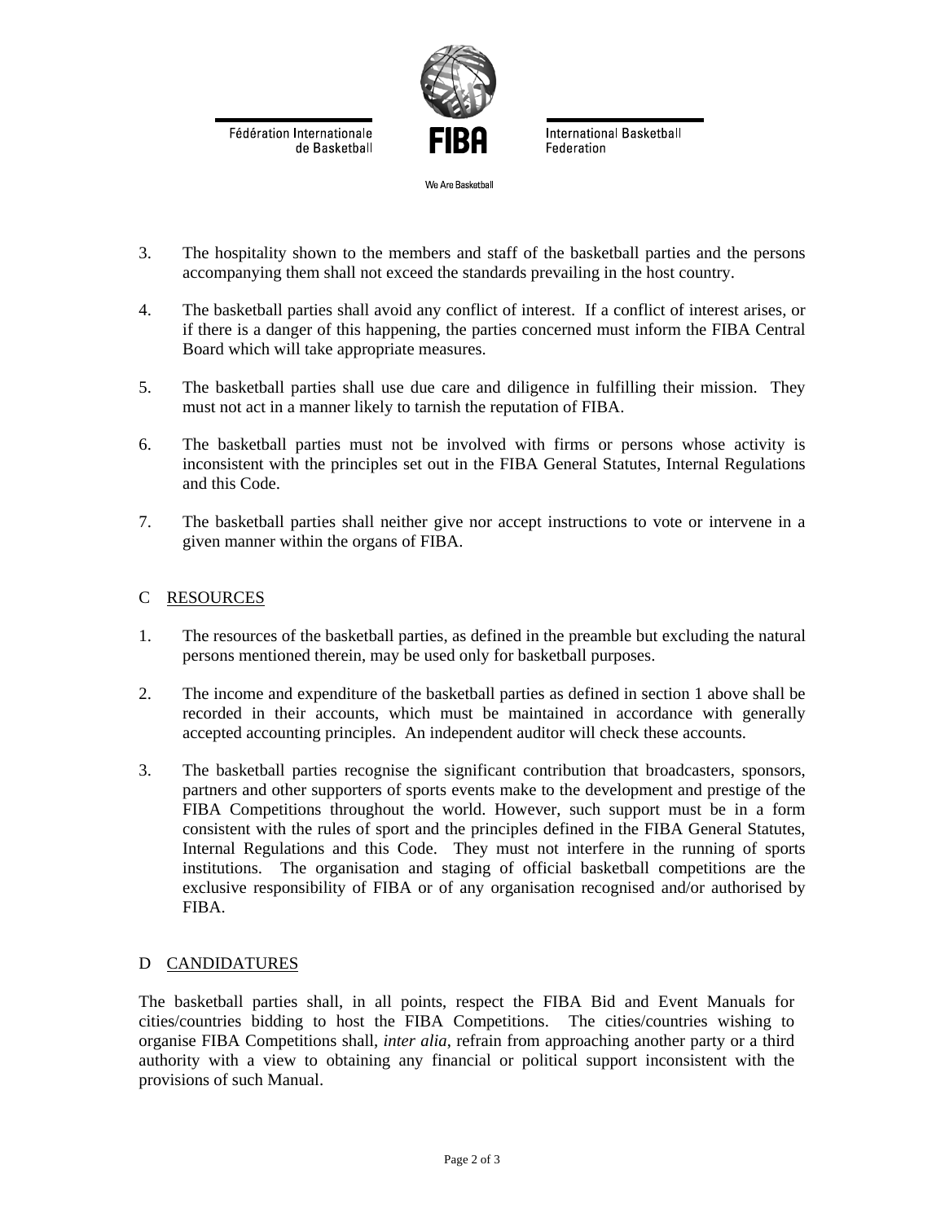3. The hospitality shown to the members and staff of the basketball parties and the persons accompanying them shall not exceed the standards prevailing in the host country.

4. The basketball parties shall avoid any conflict of interest. If a conflict of interest arises, or if there is a danger of this happening, the parties concerned must inform the FIBA Central Board which will take appropriate measures.

5. The basketball parties shall use due care and diligence in fulfilling their mission. They must not act in a manner likely to tarnish the reputation of FIBA.

6. The basketball parties must not be involved with firms or persons whose activity is inconsistent with the principles set out in the FIBA General Statutes, Internal Regulations and this Code.

7. The basketball parties shall neither give nor accept instructions to vote or intervene in a given manner within the organs of FIBA.

## C RESOURCES

1. The resources of the basketball parties, as defined in the preamble but excluding the natural persons mentioned therein, may be used only for basketball purposes.

2. The income and expenditure of the basketball parties as defined in section 1 above shall be recorded in their accounts, which must be maintained in accordance with generally accepted accounting principles. An independent auditor will check these accounts.

3. The basketball parties recognise the significant contribution that broadcasters, sponsors, partners and other supporters of sports events make to the development and prestige of the FIBA Competitions throughout the world. However, such support must be in a form consistent with the rules of sport and the principles defined in the FIBA General Statutes, Internal Regulations and this Code. They must not interfere in the running of sports institutions. The organisation and staging of official basketball competitions are the exclusive responsibility of FIBA or of any organisation recognised and/or authorised by FIBA.

## D CANDIDATURES

The basketball parties shall, in all points, respect the FIBA Bid and Event Manuals for cities/countries bidding to host the FIBA Competitions. The cities/countries wishing to organise FIBA Competitions shall, *inter alia*, refrain from approaching another party or a third authority with a view to obtaining any financial or political support inconsistent with the provisions of such Manual.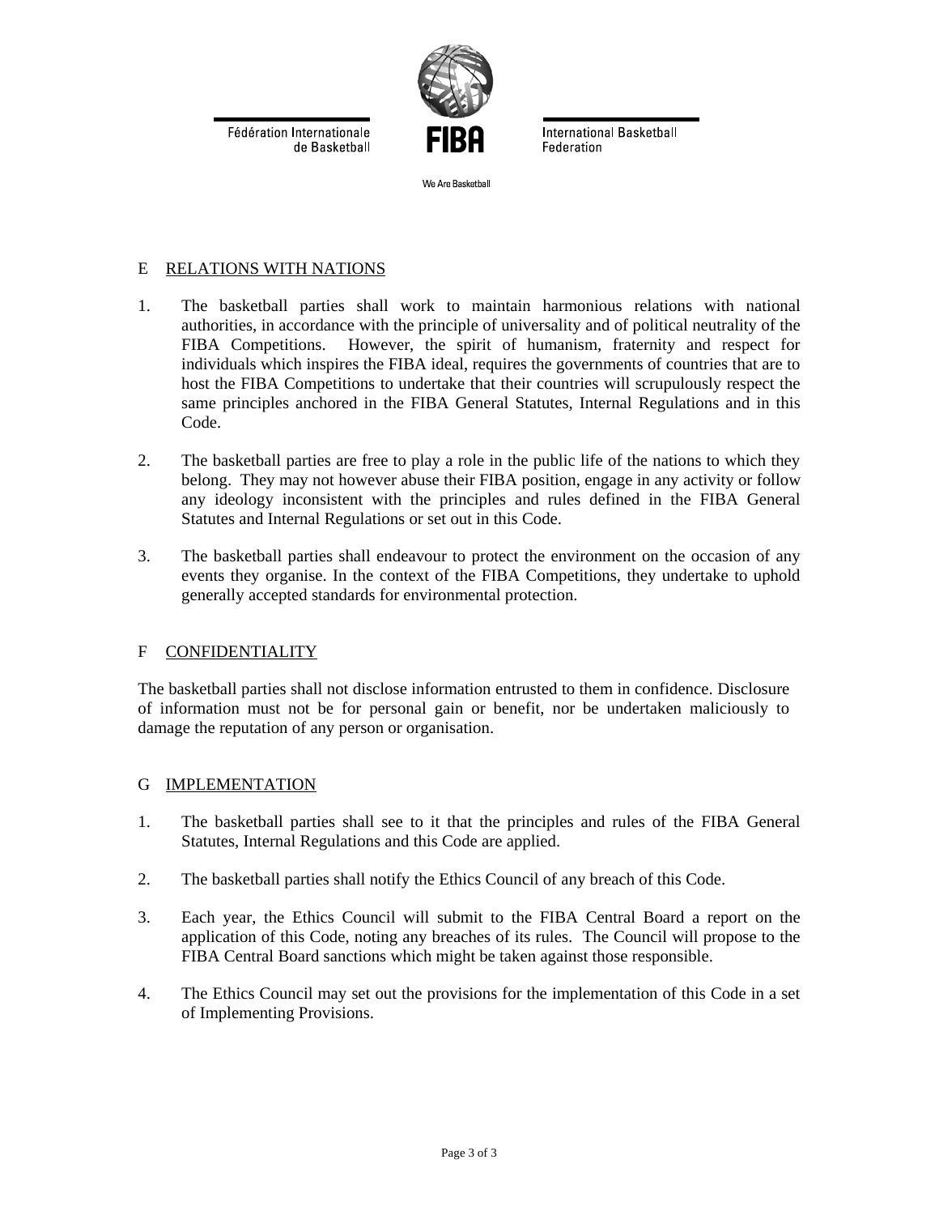## E RELATIONS WITH NATIONS

1. The basketball parties shall work to maintain harmonious relations with national authorities, in accordance with the principle of universality and of political neutrality of the FIBA Competitions. However, the spirit of humanism, fraternity and respect for individuals which inspires the FIBA ideal, requires the governments of countries that are to host the FIBA Competitions to undertake that their countries will scrupulously respect the same principles anchored in the FIBA General Statutes, Internal Regulations and in this Code.

2. The basketball parties are free to play a role in the public life of the nations to which they belong. They may not however abuse their FIBA position, engage in any activity or follow any ideology inconsistent with the principles and rules defined in the FIBA General Statutes and Internal Regulations or set out in this Code.

3. The basketball parties shall endeavour to protect the environment on the occasion of any events they organise. In the context of the FIBA Competitions, they undertake to uphold generally accepted standards for environmental protection.

## F CONFIDENTIALITY

The basketball parties shall not disclose information entrusted to them in confidence. Disclosure of information must not be for personal gain or benefit, nor be undertaken maliciously to damage the reputation of any person or organisation.

## G IMPLEMENTATION

1. The basketball parties shall see to it that the principles and rules of the FIBA General Statutes, Internal Regulations and this Code are applied.

2. The basketball parties shall notify the Ethics Council of any breach of this Code.

3. Each year, the Ethics Council will submit to the FIBA Central Board a report on the application of this Code, noting any breaches of its rules. The Council will propose to the FIBA Central Board sanctions which might be taken against those responsible.

4. The Ethics Council may set out the provisions for the implementation of this Code in a set of Implementing Provisions.